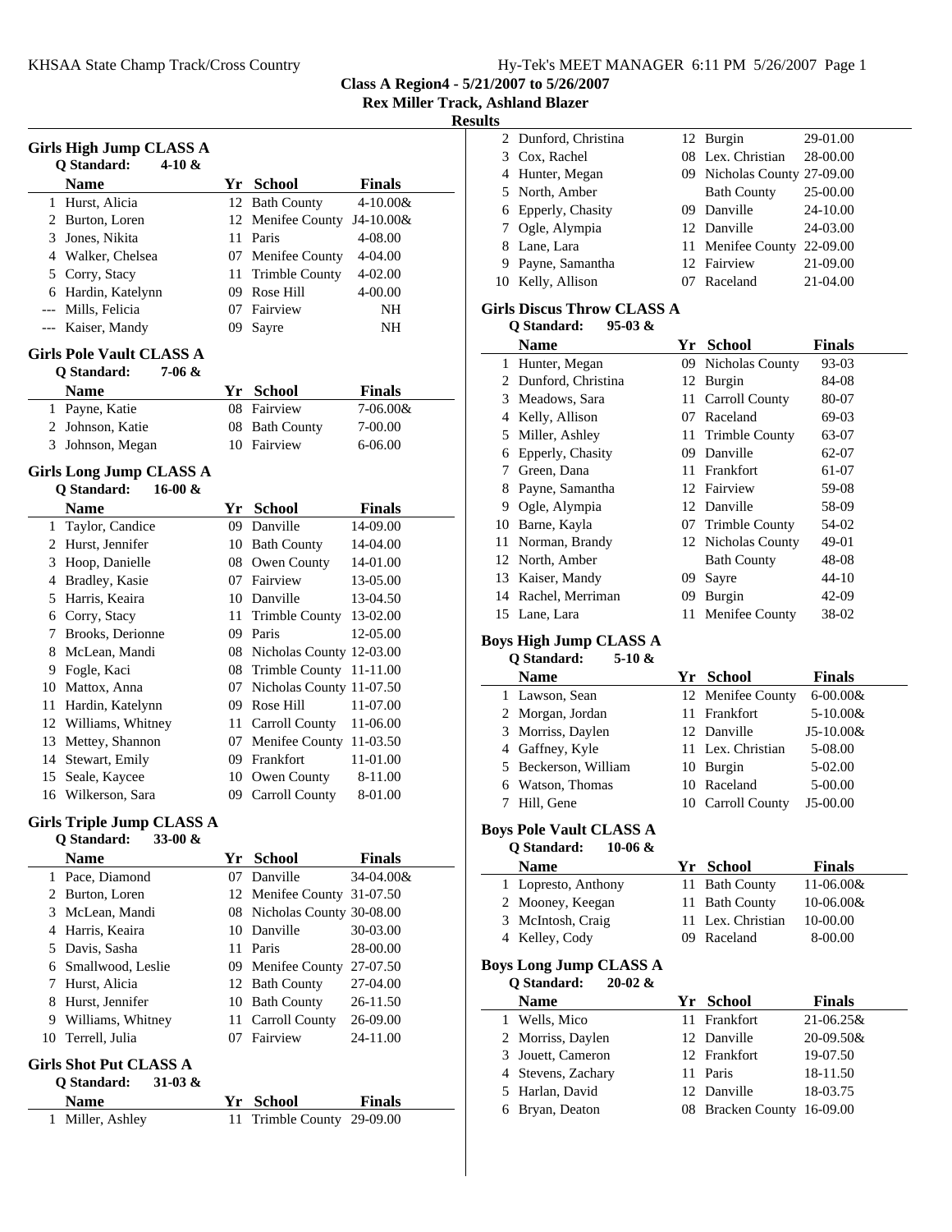**Class A Region4 - 5/21/2007 to 5/26/2007**
**Rex Miller Track, Ashland Blazer**
**Results**

### Girls High Jump CLASS A

**Q Standard: 4-10 &**

| | Name | Yr | School | Finals |
|---|---|---|---|---|
| 1 | Hurst, Alicia | 12 | Bath County | 4-10.00& |
| 2 | Burton, Loren | 12 | Menifee County | J4-10.00& |
| 3 | Jones, Nikita | 11 | Paris | 4-08.00 |
| 4 | Walker, Chelsea | 07 | Menifee County | 4-04.00 |
| 5 | Corry, Stacy | 11 | Trimble County | 4-02.00 |
| 6 | Hardin, Katelynn | 09 | Rose Hill | 4-00.00 |
| --- | Mills, Felicia | 07 | Fairview | NH |
| --- | Kaiser, Mandy | 09 | Sayre | NH |

### Girls Pole Vault CLASS A

**Q Standard: 7-06 &**

| | Name | Yr | School | Finals |
|---|---|---|---|---|
| 1 | Payne, Katie | 08 | Fairview | 7-06.00& |
| 2 | Johnson, Katie | 08 | Bath County | 7-00.00 |
| 3 | Johnson, Megan | 10 | Fairview | 6-06.00 |

### Girls Long Jump CLASS A

**Q Standard: 16-00 &**

| | Name | Yr | School | Finals |
|---|---|---|---|---|
| 1 | Taylor, Candice | 09 | Danville | 14-09.00 |
| 2 | Hurst, Jennifer | 10 | Bath County | 14-04.00 |
| 3 | Hoop, Danielle | 08 | Owen County | 14-01.00 |
| 4 | Bradley, Kasie | 07 | Fairview | 13-05.00 |
| 5 | Harris, Keaira | 10 | Danville | 13-04.50 |
| 6 | Corry, Stacy | 11 | Trimble County | 13-02.00 |
| 7 | Brooks, Derionne | 09 | Paris | 12-05.00 |
| 8 | McLean, Mandi | 08 | Nicholas County | 12-03.00 |
| 9 | Fogle, Kaci | 08 | Trimble County | 11-11.00 |
| 10 | Mattox, Anna | 07 | Nicholas County | 11-07.50 |
| 11 | Hardin, Katelynn | 09 | Rose Hill | 11-07.00 |
| 12 | Williams, Whitney | 11 | Carroll County | 11-06.00 |
| 13 | Mettey, Shannon | 07 | Menifee County | 11-03.50 |
| 14 | Stewart, Emily | 09 | Frankfort | 11-01.00 |
| 15 | Seale, Kaycee | 10 | Owen County | 8-11.00 |
| 16 | Wilkerson, Sara | 09 | Carroll County | 8-01.00 |

### Girls Triple Jump CLASS A

**Q Standard: 33-00 &**

| | Name | Yr | School | Finals |
|---|---|---|---|---|
| 1 | Pace, Diamond | 07 | Danville | 34-04.00& |
| 2 | Burton, Loren | 12 | Menifee County | 31-07.50 |
| 3 | McLean, Mandi | 08 | Nicholas County | 30-08.00 |
| 4 | Harris, Keaira | 10 | Danville | 30-03.00 |
| 5 | Davis, Sasha | 11 | Paris | 28-00.00 |
| 6 | Smallwood, Leslie | 09 | Menifee County | 27-07.50 |
| 7 | Hurst, Alicia | 12 | Bath County | 27-04.00 |
| 8 | Hurst, Jennifer | 10 | Bath County | 26-11.50 |
| 9 | Williams, Whitney | 11 | Carroll County | 26-09.00 |
| 10 | Terrell, Julia | 07 | Fairview | 24-11.00 |

### Girls Shot Put CLASS A

**Q Standard: 31-03 &**

| | Name | Yr | School | Finals |
|---|---|---|---|---|
| 1 | Miller, Ashley | 11 | Trimble County | 29-09.00 |
| 2 | Dunford, Christina | 12 | Burgin | 29-01.00 |
| 3 | Cox, Rachel | 08 | Lex. Christian | 28-00.00 |
| 4 | Hunter, Megan | 09 | Nicholas County | 27-09.00 |
| 5 | North, Amber | | Bath County | 25-00.00 |
| 6 | Epperly, Chasity | 09 | Danville | 24-10.00 |
| 7 | Ogle, Alympia | 12 | Danville | 24-03.00 |
| 8 | Lane, Lara | 11 | Menifee County | 22-09.00 |
| 9 | Payne, Samantha | 12 | Fairview | 21-09.00 |
| 10 | Kelly, Allison | 07 | Raceland | 21-04.00 |

### Girls Discus Throw CLASS A

**Q Standard: 95-03 &**

| | Name | Yr | School | Finals |
|---|---|---|---|---|
| 1 | Hunter, Megan | 09 | Nicholas County | 93-03 |
| 2 | Dunford, Christina | 12 | Burgin | 84-08 |
| 3 | Meadows, Sara | 11 | Carroll County | 80-07 |
| 4 | Kelly, Allison | 07 | Raceland | 69-03 |
| 5 | Miller, Ashley | 11 | Trimble County | 63-07 |
| 6 | Epperly, Chasity | 09 | Danville | 62-07 |
| 7 | Green, Dana | 11 | Frankfort | 61-07 |
| 8 | Payne, Samantha | 12 | Fairview | 59-08 |
| 9 | Ogle, Alympia | 12 | Danville | 58-09 |
| 10 | Barne, Kayla | 07 | Trimble County | 54-02 |
| 11 | Norman, Brandy | 12 | Nicholas County | 49-01 |
| 12 | North, Amber | | Bath County | 48-08 |
| 13 | Kaiser, Mandy | 09 | Sayre | 44-10 |
| 14 | Rachel, Merriman | 09 | Burgin | 42-09 |
| 15 | Lane, Lara | 11 | Menifee County | 38-02 |

### Boys High Jump CLASS A

**Q Standard: 5-10 &**

| | Name | Yr | School | Finals |
|---|---|---|---|---|
| 1 | Lawson, Sean | 12 | Menifee County | 6-00.00& |
| 2 | Morgan, Jordan | 11 | Frankfort | 5-10.00& |
| 3 | Morriss, Daylen | 12 | Danville | J5-10.00& |
| 4 | Gaffney, Kyle | 11 | Lex. Christian | 5-08.00 |
| 5 | Beckerson, William | 10 | Burgin | 5-02.00 |
| 6 | Watson, Thomas | 10 | Raceland | 5-00.00 |
| 7 | Hill, Gene | 10 | Carroll County | J5-00.00 |

### Boys Pole Vault CLASS A

**Q Standard: 10-06 &**

| | Name | Yr | School | Finals |
|---|---|---|---|---|
| 1 | Lopresto, Anthony | 11 | Bath County | 11-06.00& |
| 2 | Mooney, Keegan | 11 | Bath County | 10-06.00& |
| 3 | McIntosh, Craig | 11 | Lex. Christian | 10-00.00 |
| 4 | Kelley, Cody | 09 | Raceland | 8-00.00 |

### Boys Long Jump CLASS A

**Q Standard: 20-02 &**

| | Name | Yr | School | Finals |
|---|---|---|---|---|
| 1 | Wells, Mico | 11 | Frankfort | 21-06.25& |
| 2 | Morriss, Daylen | 12 | Danville | 20-09.50& |
| 3 | Jouett, Cameron | 12 | Frankfort | 19-07.50 |
| 4 | Stevens, Zachary | 11 | Paris | 18-11.50 |
| 5 | Harlan, David | 12 | Danville | 18-03.75 |
| 6 | Bryan, Deaton | 08 | Bracken County | 16-09.00 |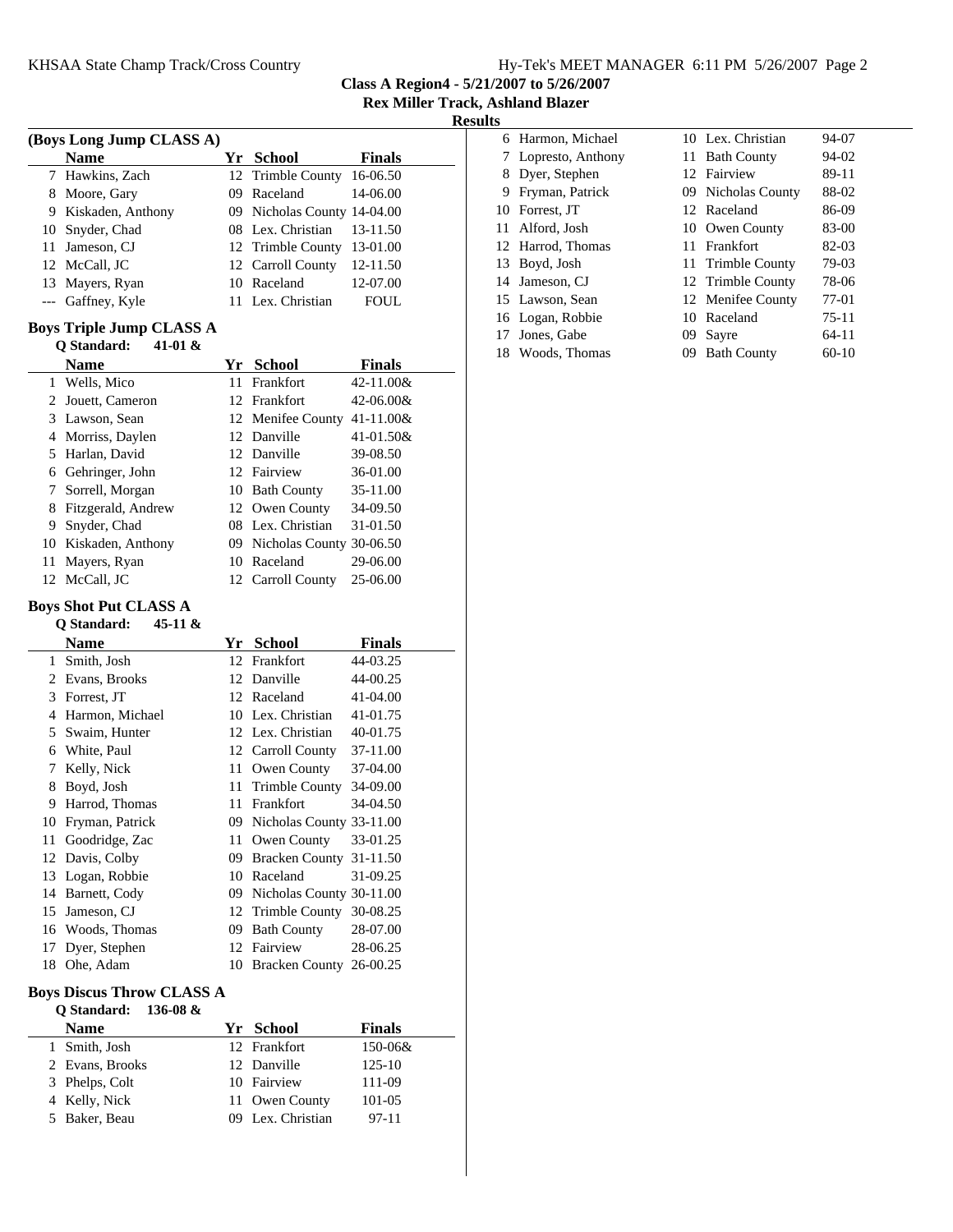**Class A Region4 - 5/21/2007 to 5/26/2007**
**Rex Miller Track, Ashland Blazer**

**Results**

### (Boys Long Jump CLASS A)

| | Name | Yr | School | Finals |
|---|---|---|---|---|
| 7 | Hawkins, Zach | 12 | Trimble County | 16-06.50 |
| 8 | Moore, Gary | 09 | Raceland | 14-06.00 |
| 9 | Kiskaden, Anthony | 09 | Nicholas County | 14-04.00 |
| 10 | Snyder, Chad | 08 | Lex. Christian | 13-11.50 |
| 11 | Jameson, CJ | 12 | Trimble County | 13-01.00 |
| 12 | McCall, JC | 12 | Carroll County | 12-11.50 |
| 13 | Mayers, Ryan | 10 | Raceland | 12-07.00 |
| --- | Gaffney, Kyle | 11 | Lex. Christian | FOUL |

### Boys Triple Jump CLASS A

**Q Standard: 41-01 &**

| | Name | Yr | School | Finals |
|---|---|---|---|---|
| 1 | Wells, Mico | 11 | Frankfort | 42-11.00& |
| 2 | Jouett, Cameron | 12 | Frankfort | 42-06.00& |
| 3 | Lawson, Sean | 12 | Menifee County | 41-11.00& |
| 4 | Morriss, Daylen | 12 | Danville | 41-01.50& |
| 5 | Harlan, David | 12 | Danville | 39-08.50 |
| 6 | Gehringer, John | 12 | Fairview | 36-01.00 |
| 7 | Sorrell, Morgan | 10 | Bath County | 35-11.00 |
| 8 | Fitzgerald, Andrew | 12 | Owen County | 34-09.50 |
| 9 | Snyder, Chad | 08 | Lex. Christian | 31-01.50 |
| 10 | Kiskaden, Anthony | 09 | Nicholas County | 30-06.50 |
| 11 | Mayers, Ryan | 10 | Raceland | 29-06.00 |
| 12 | McCall, JC | 12 | Carroll County | 25-06.00 |

### Boys Shot Put CLASS A

**Q Standard: 45-11 &**

| | Name | Yr | School | Finals |
|---|---|---|---|---|
| 1 | Smith, Josh | 12 | Frankfort | 44-03.25 |
| 2 | Evans, Brooks | 12 | Danville | 44-00.25 |
| 3 | Forrest, JT | 12 | Raceland | 41-04.00 |
| 4 | Harmon, Michael | 10 | Lex. Christian | 41-01.75 |
| 5 | Swaim, Hunter | 12 | Lex. Christian | 40-01.75 |
| 6 | White, Paul | 12 | Carroll County | 37-11.00 |
| 7 | Kelly, Nick | 11 | Owen County | 37-04.00 |
| 8 | Boyd, Josh | 11 | Trimble County | 34-09.00 |
| 9 | Harrod, Thomas | 11 | Frankfort | 34-04.50 |
| 10 | Fryman, Patrick | 09 | Nicholas County | 33-11.00 |
| 11 | Goodridge, Zac | 11 | Owen County | 33-01.25 |
| 12 | Davis, Colby | 09 | Bracken County | 31-11.50 |
| 13 | Logan, Robbie | 10 | Raceland | 31-09.25 |
| 14 | Barnett, Cody | 09 | Nicholas County | 30-11.00 |
| 15 | Jameson, CJ | 12 | Trimble County | 30-08.25 |
| 16 | Woods, Thomas | 09 | Bath County | 28-07.00 |
| 17 | Dyer, Stephen | 12 | Fairview | 28-06.25 |
| 18 | Ohe, Adam | 10 | Bracken County | 26-00.25 |

### Boys Discus Throw CLASS A

**Q Standard: 136-08 &**

| | Name | Yr | School | Finals |
|---|---|---|---|---|
| 1 | Smith, Josh | 12 | Frankfort | 150-06& |
| 2 | Evans, Brooks | 12 | Danville | 125-10 |
| 3 | Phelps, Colt | 10 | Fairview | 111-09 |
| 4 | Kelly, Nick | 11 | Owen County | 101-05 |
| 5 | Baker, Beau | 09 | Lex. Christian | 97-11 |
| 6 | Harmon, Michael | 10 | Lex. Christian | 94-07 |
| 7 | Lopresto, Anthony | 11 | Bath County | 94-02 |
| 8 | Dyer, Stephen | 12 | Fairview | 89-11 |
| 9 | Fryman, Patrick | 09 | Nicholas County | 88-02 |
| 10 | Forrest, JT | 12 | Raceland | 86-09 |
| 11 | Alford, Josh | 10 | Owen County | 83-00 |
| 12 | Harrod, Thomas | 11 | Frankfort | 82-03 |
| 13 | Boyd, Josh | 11 | Trimble County | 79-03 |
| 14 | Jameson, CJ | 12 | Trimble County | 78-06 |
| 15 | Lawson, Sean | 12 | Menifee County | 77-01 |
| 16 | Logan, Robbie | 10 | Raceland | 75-11 |
| 17 | Jones, Gabe | 09 | Sayre | 64-11 |
| 18 | Woods, Thomas | 09 | Bath County | 60-10 |